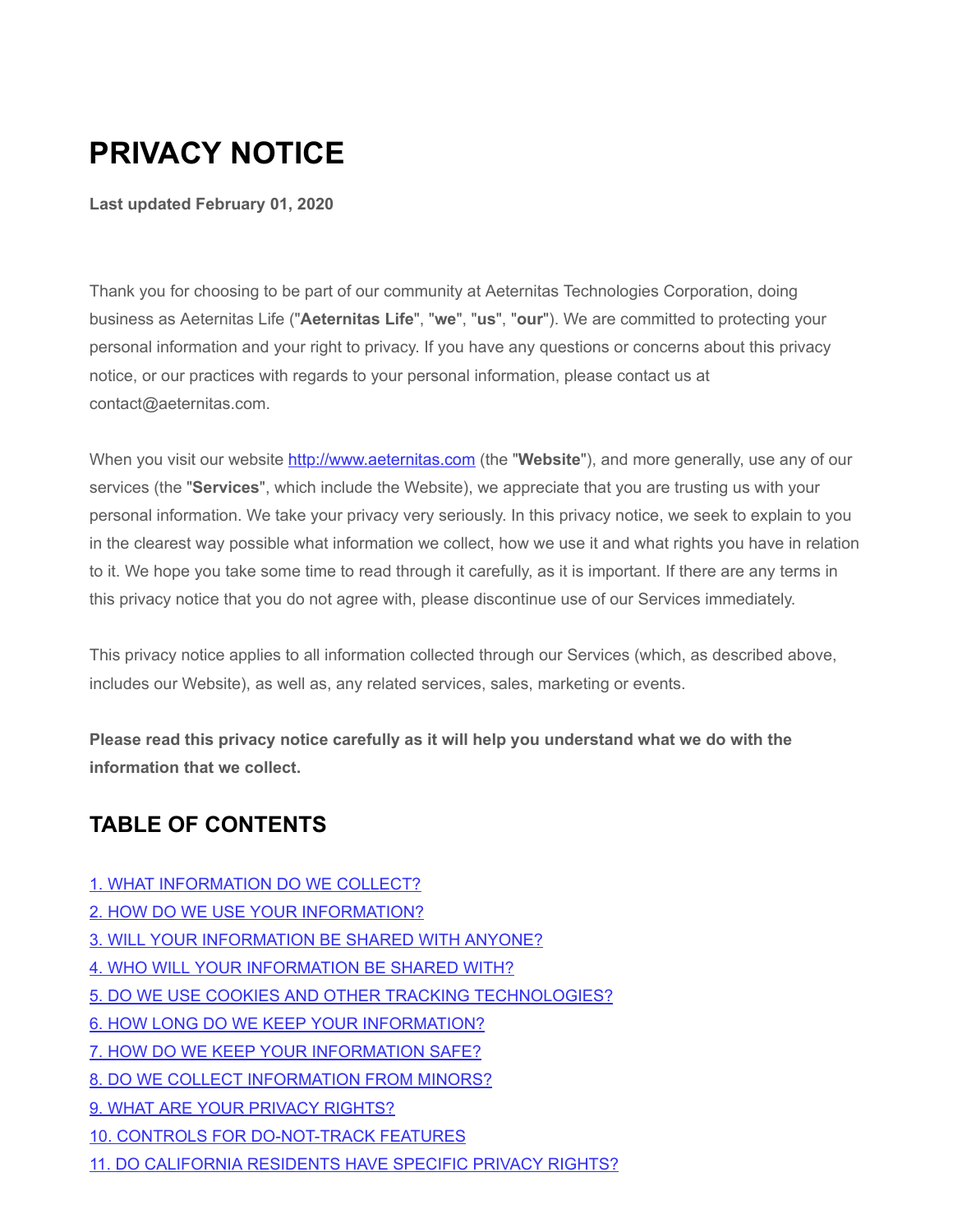# PRIVACY NOTICE

**Last updated February 01, 2020**

Thank you for choosing to be part of our community at Aeternitas Technologies Corporation, doing business as Aeternitas Life ("**Aeternitas Life**", "**we**", "**us**", "**our**"). We are committed to protecting your personal information and your right to privacy. If you have any questions or concerns about this privacy notice, or our practices with regards to your personal information, please contact us at contact@aeternitas.com.

When you visit our website [http://www.aeternitas.com](http://www.aeternitas.com) (the "**Website**"), and more generally, use any of our services (the "**Services**", which include the Website), we appreciate that you are trusting us with your personal information. We take your privacy very seriously. In this privacy notice, we seek to explain to you in the clearest way possible what information we collect, how we use it and what rights you have in relation to it. We hope you take some time to read through it carefully, as it is important. If there are any terms in this privacy notice that you do not agree with, please discontinue use of our Services immediately.

This privacy notice applies to all information collected through our Services (which, as described above, includes our Website), as well as, any related services, sales, marketing or events.

**Please read this privacy notice carefully as it will help you understand what we do with the information that we collect.**

## TABLE OF CONTENTS

1. WHAT INFORMATION DO WE COLLECT?
2. HOW DO WE USE YOUR INFORMATION?
3. WILL YOUR INFORMATION BE SHARED WITH ANYONE?
4. WHO WILL YOUR INFORMATION BE SHARED WITH?
5. DO WE USE COOKIES AND OTHER TRACKING TECHNOLOGIES?
6. HOW LONG DO WE KEEP YOUR INFORMATION?
7. HOW DO WE KEEP YOUR INFORMATION SAFE?
8. DO WE COLLECT INFORMATION FROM MINORS?
9. WHAT ARE YOUR PRIVACY RIGHTS?
10. CONTROLS FOR DO-NOT-TRACK FEATURES
11. DO CALIFORNIA RESIDENTS HAVE SPECIFIC PRIVACY RIGHTS?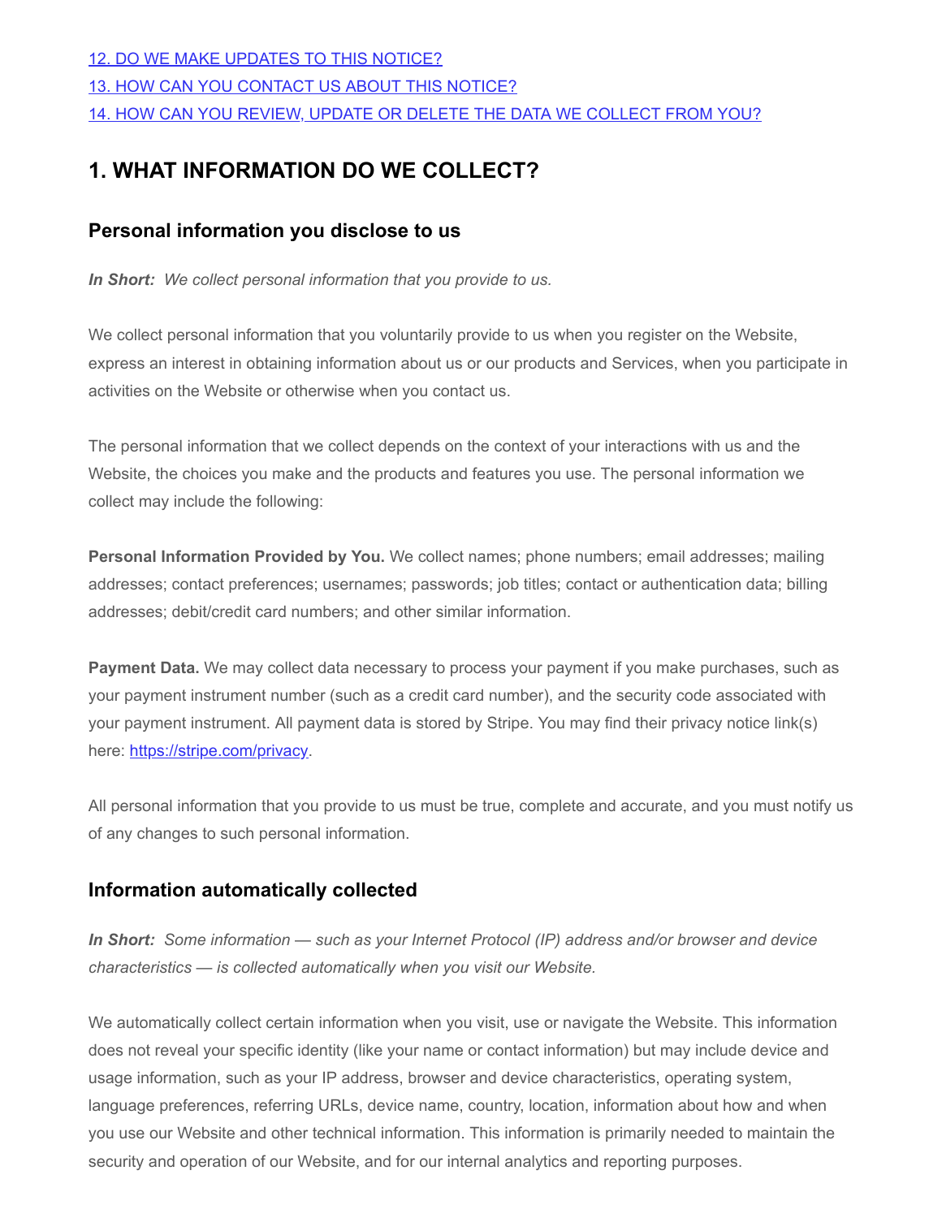[12. DO WE MAKE UPDATES TO THIS NOTICE?](#)

[13. HOW CAN YOU CONTACT US ABOUT THIS NOTICE?](#)

[14. HOW CAN YOU REVIEW, UPDATE OR DELETE THE DATA WE COLLECT FROM YOU?](#)

## 1. WHAT INFORMATION DO WE COLLECT?

### Personal information you disclose to us

***In Short:*** *We collect personal information that you provide to us.*

We collect personal information that you voluntarily provide to us when you register on the Website, express an interest in obtaining information about us or our products and Services, when you participate in activities on the Website or otherwise when you contact us.

The personal information that we collect depends on the context of your interactions with us and the Website, the choices you make and the products and features you use. The personal information we collect may include the following:

**Personal Information Provided by You.** We collect names; phone numbers; email addresses; mailing addresses; contact preferences; usernames; passwords; job titles; contact or authentication data; billing addresses; debit/credit card numbers; and other similar information.

**Payment Data.** We may collect data necessary to process your payment if you make purchases, such as your payment instrument number (such as a credit card number), and the security code associated with your payment instrument. All payment data is stored by Stripe. You may find their privacy notice link(s) here: [https://stripe.com/privacy](https://stripe.com/privacy).

All personal information that you provide to us must be true, complete and accurate, and you must notify us of any changes to such personal information.

### Information automatically collected

***In Short:*** *Some information — such as your Internet Protocol (IP) address and/or browser and device characteristics — is collected automatically when you visit our Website.*

We automatically collect certain information when you visit, use or navigate the Website. This information does not reveal your specific identity (like your name or contact information) but may include device and usage information, such as your IP address, browser and device characteristics, operating system, language preferences, referring URLs, device name, country, location, information about how and when you use our Website and other technical information. This information is primarily needed to maintain the security and operation of our Website, and for our internal analytics and reporting purposes.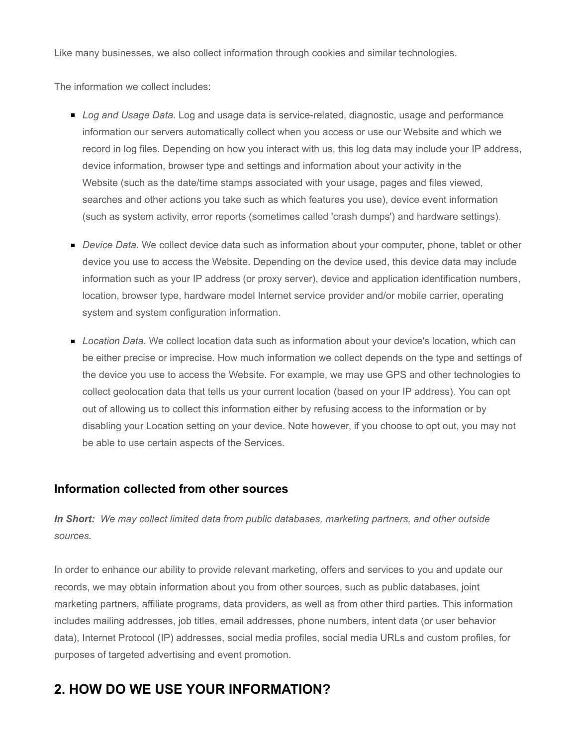Like many businesses, we also collect information through cookies and similar technologies.

The information we collect includes:

- *Log and Usage Data.* Log and usage data is service-related, diagnostic, usage and performance information our servers automatically collect when you access or use our Website and which we record in log files. Depending on how you interact with us, this log data may include your IP address, device information, browser type and settings and information about your activity in the Website (such as the date/time stamps associated with your usage, pages and files viewed, searches and other actions you take such as which features you use), device event information (such as system activity, error reports (sometimes called 'crash dumps') and hardware settings).

- *Device Data*. We collect device data such as information about your computer, phone, tablet or other device you use to access the Website. Depending on the device used, this device data may include information such as your IP address (or proxy server), device and application identification numbers, location, browser type, hardware model Internet service provider and/or mobile carrier, operating system and system configuration information.

- *Location Data.* We collect location data such as information about your device's location, which can be either precise or imprecise. How much information we collect depends on the type and settings of the device you use to access the Website. For example, we may use GPS and other technologies to collect geolocation data that tells us your current location (based on your IP address). You can opt out of allowing us to collect this information either by refusing access to the information or by disabling your Location setting on your device. Note however, if you choose to opt out, you may not be able to use certain aspects of the Services.

### Information collected from other sources

***In Short:*** *We may collect limited data from public databases, marketing partners, and other outside sources.*

In order to enhance our ability to provide relevant marketing, offers and services to you and update our records, we may obtain information about you from other sources, such as public databases, joint marketing partners, affiliate programs, data providers, as well as from other third parties. This information includes mailing addresses, job titles, email addresses, phone numbers, intent data (or user behavior data), Internet Protocol (IP) addresses, social media profiles, social media URLs and custom profiles, for purposes of targeted advertising and event promotion.

## 2. HOW DO WE USE YOUR INFORMATION?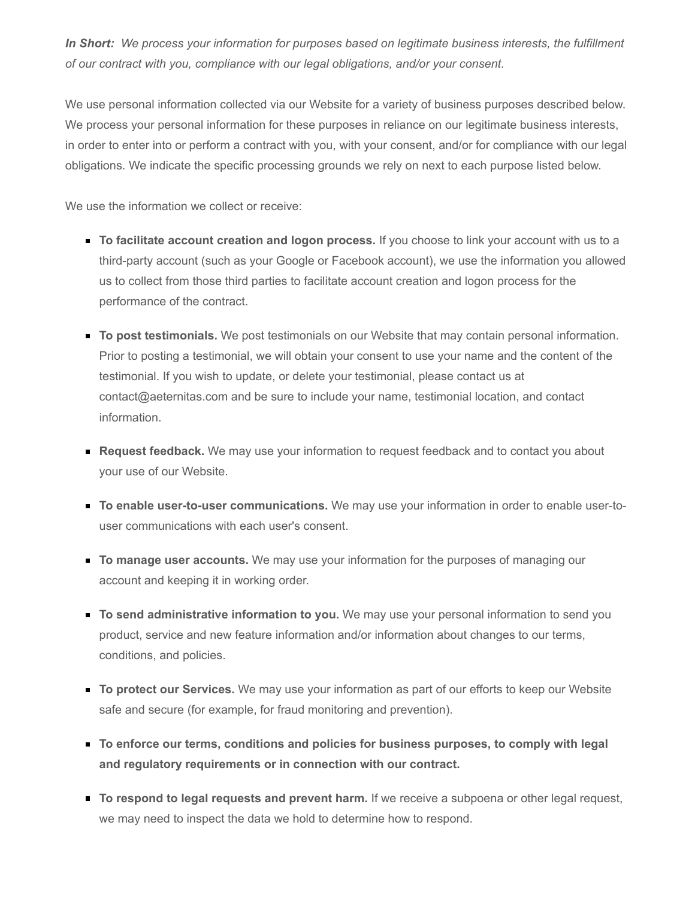***In Short:*** *We process your information for purposes based on legitimate business interests, the fulfillment of our contract with you, compliance with our legal obligations, and/or your consent.*

We use personal information collected via our Website for a variety of business purposes described below. We process your personal information for these purposes in reliance on our legitimate business interests, in order to enter into or perform a contract with you, with your consent, and/or for compliance with our legal obligations. We indicate the specific processing grounds we rely on next to each purpose listed below.

We use the information we collect or receive:

- **To facilitate account creation and logon process.** If you choose to link your account with us to a third-party account (such as your Google or Facebook account), we use the information you allowed us to collect from those third parties to facilitate account creation and logon process for the performance of the contract.
- **To post testimonials.** We post testimonials on our Website that may contain personal information. Prior to posting a testimonial, we will obtain your consent to use your name and the content of the testimonial. If you wish to update, or delete your testimonial, please contact us at contact@aeternitas.com and be sure to include your name, testimonial location, and contact information.
- **Request feedback.** We may use your information to request feedback and to contact you about your use of our Website.
- **To enable user-to-user communications.** We may use your information in order to enable user-to-user communications with each user's consent.
- **To manage user accounts.** We may use your information for the purposes of managing our account and keeping it in working order.
- **To send administrative information to you.** We may use your personal information to send you product, service and new feature information and/or information about changes to our terms, conditions, and policies.
- **To protect our Services.** We may use your information as part of our efforts to keep our Website safe and secure (for example, for fraud monitoring and prevention).
- **To enforce our terms, conditions and policies for business purposes, to comply with legal and regulatory requirements or in connection with our contract.**
- **To respond to legal requests and prevent harm.** If we receive a subpoena or other legal request, we may need to inspect the data we hold to determine how to respond.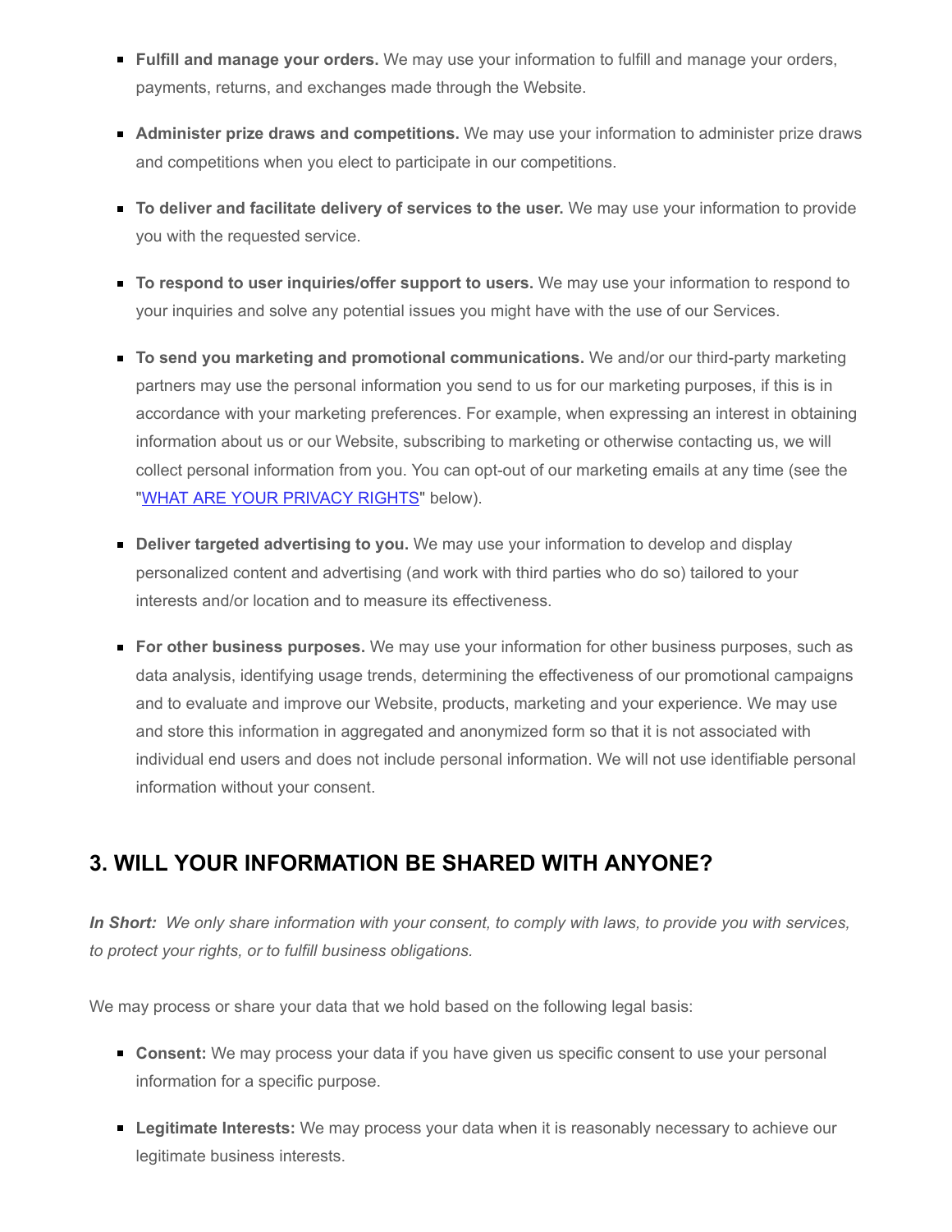- **Fulfill and manage your orders.** We may use your information to fulfill and manage your orders, payments, returns, and exchanges made through the Website.

- **Administer prize draws and competitions.** We may use your information to administer prize draws and competitions when you elect to participate in our competitions.

- **To deliver and facilitate delivery of services to the user.** We may use your information to provide you with the requested service.

- **To respond to user inquiries/offer support to users.** We may use your information to respond to your inquiries and solve any potential issues you might have with the use of our Services.

- **To send you marketing and promotional communications.** We and/or our third-party marketing partners may use the personal information you send to us for our marketing purposes, if this is in accordance with your marketing preferences. For example, when expressing an interest in obtaining information about us or our Website, subscribing to marketing or otherwise contacting us, we will collect personal information from you. You can opt-out of our marketing emails at any time (see the "WHAT ARE YOUR PRIVACY RIGHTS" below).

- **Deliver targeted advertising to you.** We may use your information to develop and display personalized content and advertising (and work with third parties who do so) tailored to your interests and/or location and to measure its effectiveness.

- **For other business purposes.** We may use your information for other business purposes, such as data analysis, identifying usage trends, determining the effectiveness of our promotional campaigns and to evaluate and improve our Website, products, marketing and your experience. We may use and store this information in aggregated and anonymized form so that it is not associated with individual end users and does not include personal information. We will not use identifiable personal information without your consent.

## 3. WILL YOUR INFORMATION BE SHARED WITH ANYONE?

***In Short:*** *We only share information with your consent, to comply with laws, to provide you with services, to protect your rights, or to fulfill business obligations.*

We may process or share your data that we hold based on the following legal basis:

- **Consent:** We may process your data if you have given us specific consent to use your personal information for a specific purpose.

- **Legitimate Interests:** We may process your data when it is reasonably necessary to achieve our legitimate business interests.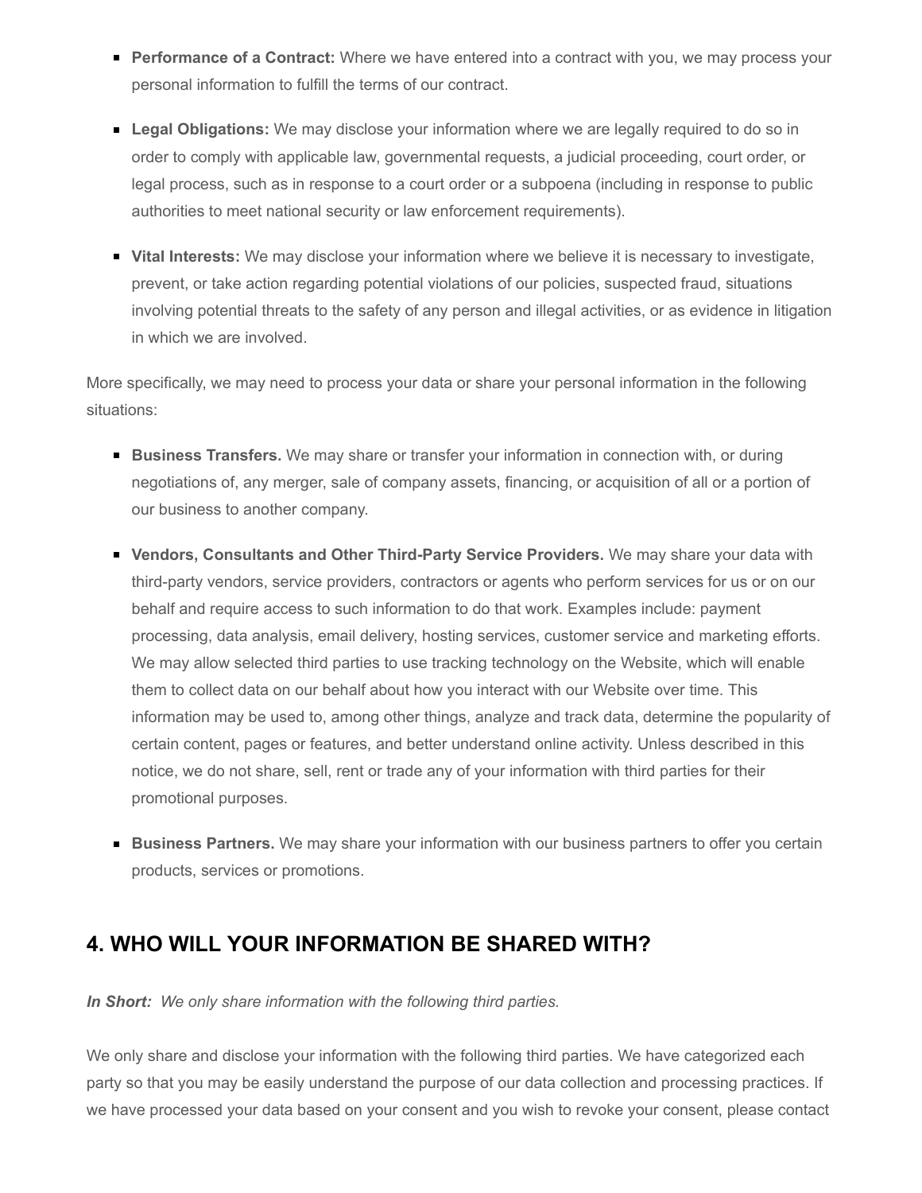- **Performance of a Contract:** Where we have entered into a contract with you, we may process your personal information to fulfill the terms of our contract.
- **Legal Obligations:** We may disclose your information where we are legally required to do so in order to comply with applicable law, governmental requests, a judicial proceeding, court order, or legal process, such as in response to a court order or a subpoena (including in response to public authorities to meet national security or law enforcement requirements).
- **Vital Interests:** We may disclose your information where we believe it is necessary to investigate, prevent, or take action regarding potential violations of our policies, suspected fraud, situations involving potential threats to the safety of any person and illegal activities, or as evidence in litigation in which we are involved.

More specifically, we may need to process your data or share your personal information in the following situations:

- **Business Transfers.** We may share or transfer your information in connection with, or during negotiations of, any merger, sale of company assets, financing, or acquisition of all or a portion of our business to another company.
- **Vendors, Consultants and Other Third-Party Service Providers.** We may share your data with third-party vendors, service providers, contractors or agents who perform services for us or on our behalf and require access to such information to do that work. Examples include: payment processing, data analysis, email delivery, hosting services, customer service and marketing efforts. We may allow selected third parties to use tracking technology on the Website, which will enable them to collect data on our behalf about how you interact with our Website over time. This information may be used to, among other things, analyze and track data, determine the popularity of certain content, pages or features, and better understand online activity. Unless described in this notice, we do not share, sell, rent or trade any of your information with third parties for their promotional purposes.
- **Business Partners.** We may share your information with our business partners to offer you certain products, services or promotions.

## 4. WHO WILL YOUR INFORMATION BE SHARED WITH?

***In Short:*** *We only share information with the following third parties.*

We only share and disclose your information with the following third parties. We have categorized each party so that you may be easily understand the purpose of our data collection and processing practices. If we have processed your data based on your consent and you wish to revoke your consent, please contact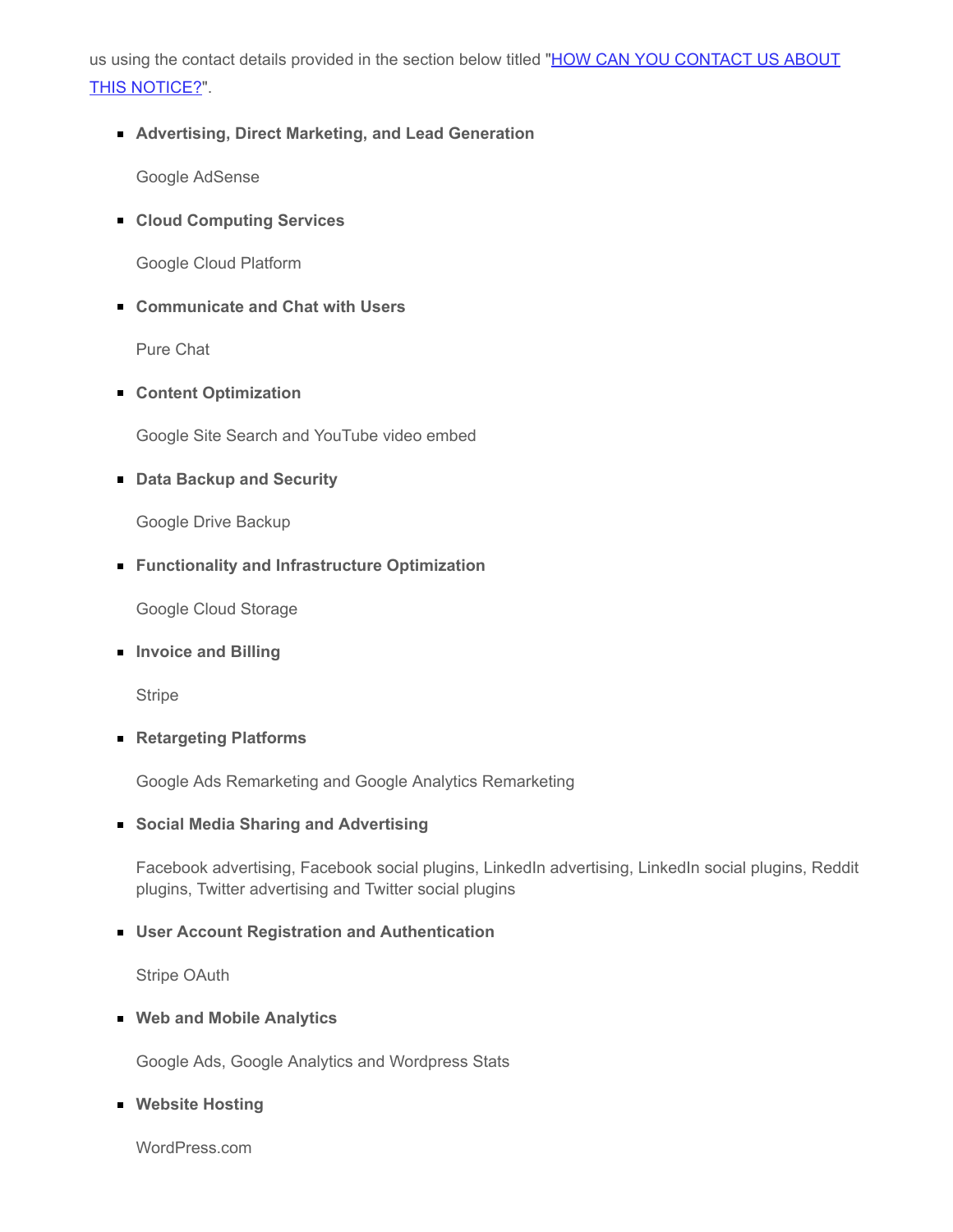us using the contact details provided in the section below titled "[HOW CAN YOU CONTACT US ABOUT THIS NOTICE?]".

- **Advertising, Direct Marketing, and Lead Generation**

  Google AdSense

- **Cloud Computing Services**

  Google Cloud Platform

- **Communicate and Chat with Users**

  Pure Chat

- **Content Optimization**

  Google Site Search and YouTube video embed

- **Data Backup and Security**

  Google Drive Backup

- **Functionality and Infrastructure Optimization**

  Google Cloud Storage

- **Invoice and Billing**

  Stripe

- **Retargeting Platforms**

  Google Ads Remarketing and Google Analytics Remarketing

- **Social Media Sharing and Advertising**

  Facebook advertising, Facebook social plugins, LinkedIn advertising, LinkedIn social plugins, Reddit plugins, Twitter advertising and Twitter social plugins

- **User Account Registration and Authentication**

  Stripe OAuth

- **Web and Mobile Analytics**

  Google Ads, Google Analytics and Wordpress Stats

- **Website Hosting**

  WordPress.com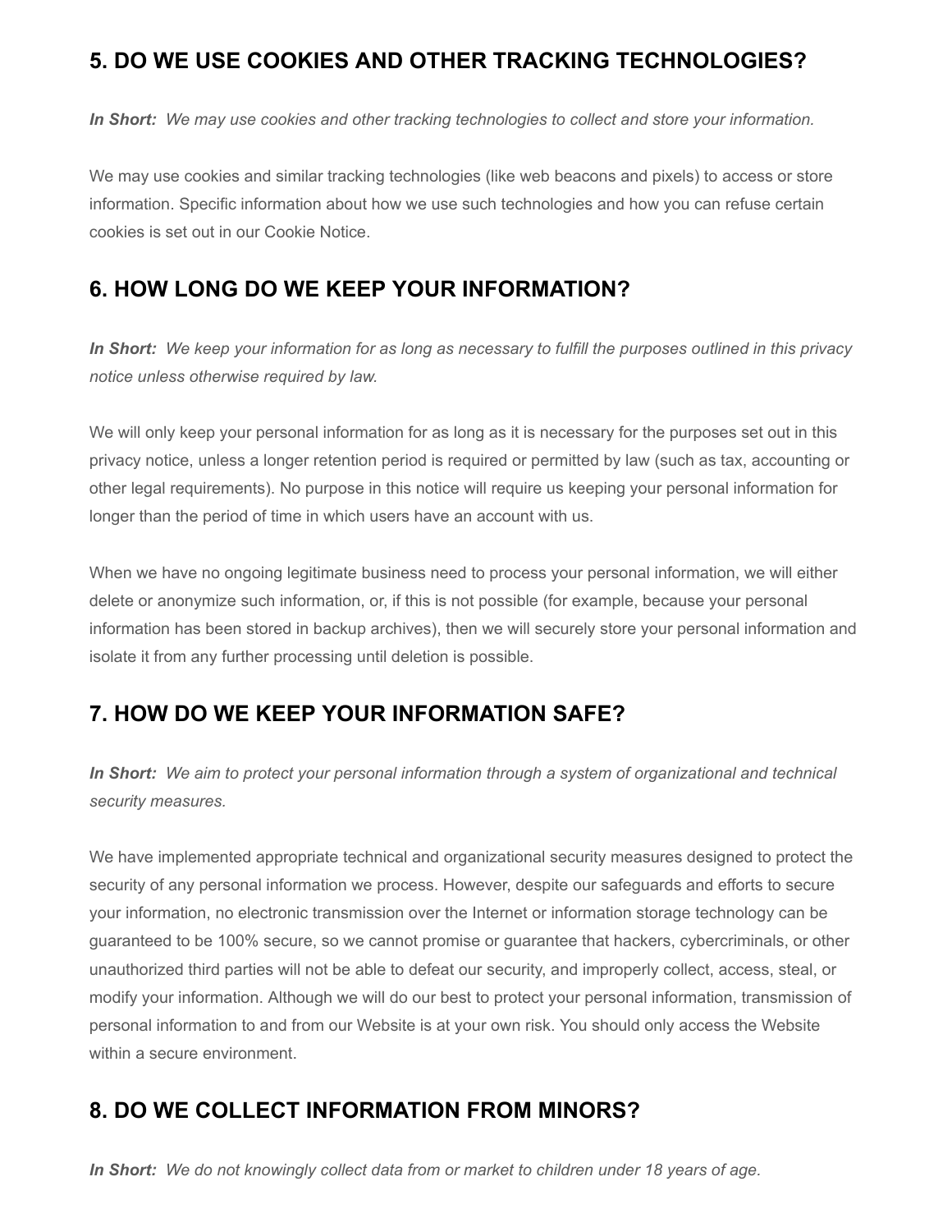## 5. DO WE USE COOKIES AND OTHER TRACKING TECHNOLOGIES?

***In Short:*** *We may use cookies and other tracking technologies to collect and store your information.*

We may use cookies and similar tracking technologies (like web beacons and pixels) to access or store information. Specific information about how we use such technologies and how you can refuse certain cookies is set out in our Cookie Notice.

## 6. HOW LONG DO WE KEEP YOUR INFORMATION?

***In Short:*** *We keep your information for as long as necessary to fulfill the purposes outlined in this privacy notice unless otherwise required by law.*

We will only keep your personal information for as long as it is necessary for the purposes set out in this privacy notice, unless a longer retention period is required or permitted by law (such as tax, accounting or other legal requirements). No purpose in this notice will require us keeping your personal information for longer than the period of time in which users have an account with us.

When we have no ongoing legitimate business need to process your personal information, we will either delete or anonymize such information, or, if this is not possible (for example, because your personal information has been stored in backup archives), then we will securely store your personal information and isolate it from any further processing until deletion is possible.

## 7. HOW DO WE KEEP YOUR INFORMATION SAFE?

***In Short:*** *We aim to protect your personal information through a system of organizational and technical security measures*.

We have implemented appropriate technical and organizational security measures designed to protect the security of any personal information we process. However, despite our safeguards and efforts to secure your information, no electronic transmission over the Internet or information storage technology can be guaranteed to be 100% secure, so we cannot promise or guarantee that hackers, cybercriminals, or other unauthorized third parties will not be able to defeat our security, and improperly collect, access, steal, or modify your information. Although we will do our best to protect your personal information, transmission of personal information to and from our Website is at your own risk. You should only access the Website within a secure environment.

## 8. DO WE COLLECT INFORMATION FROM MINORS?

***In Short:*** *We do not knowingly collect data from or market to children under 18 years of age.*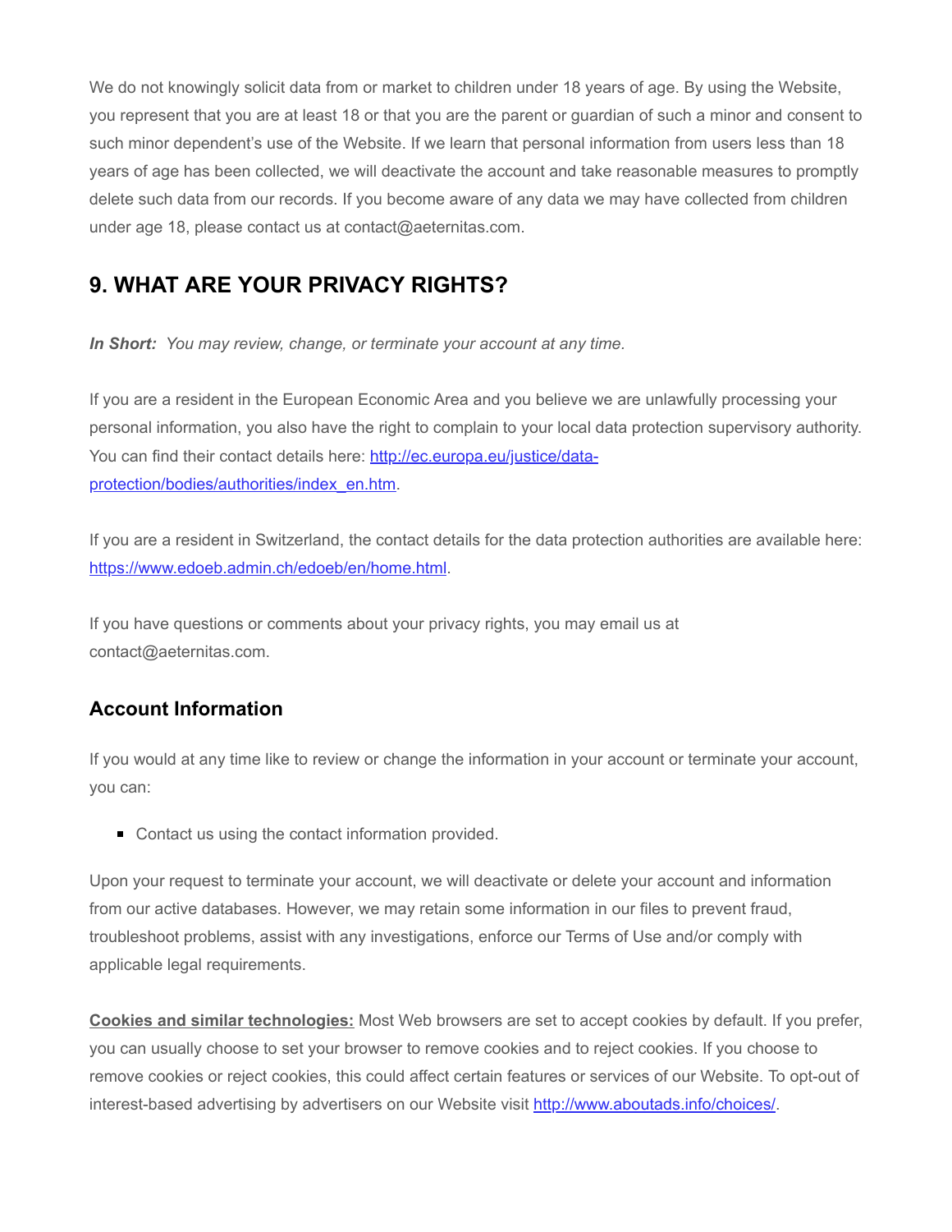We do not knowingly solicit data from or market to children under 18 years of age. By using the Website, you represent that you are at least 18 or that you are the parent or guardian of such a minor and consent to such minor dependent's use of the Website. If we learn that personal information from users less than 18 years of age has been collected, we will deactivate the account and take reasonable measures to promptly delete such data from our records. If you become aware of any data we may have collected from children under age 18, please contact us at contact@aeternitas.com.

## 9. WHAT ARE YOUR PRIVACY RIGHTS?

***In Short:*** *You may review, change, or terminate your account at any time.*

If you are a resident in the European Economic Area and you believe we are unlawfully processing your personal information, you also have the right to complain to your local data protection supervisory authority. You can find their contact details here: [http://ec.europa.eu/justice/data-protection/bodies/authorities/index_en.htm](http://ec.europa.eu/justice/data-protection/bodies/authorities/index_en.htm).

If you are a resident in Switzerland, the contact details for the data protection authorities are available here: [https://www.edoeb.admin.ch/edoeb/en/home.html](https://www.edoeb.admin.ch/edoeb/en/home.html).

If you have questions or comments about your privacy rights, you may email us at contact@aeternitas.com.

### Account Information

If you would at any time like to review or change the information in your account or terminate your account, you can:

- Contact us using the contact information provided.

Upon your request to terminate your account, we will deactivate or delete your account and information from our active databases. However, we may retain some information in our files to prevent fraud, troubleshoot problems, assist with any investigations, enforce our Terms of Use and/or comply with applicable legal requirements.

**Cookies and similar technologies:** Most Web browsers are set to accept cookies by default. If you prefer, you can usually choose to set your browser to remove cookies and to reject cookies. If you choose to remove cookies or reject cookies, this could affect certain features or services of our Website. To opt-out of interest-based advertising by advertisers on our Website visit [http://www.aboutads.info/choices/](http://www.aboutads.info/choices/).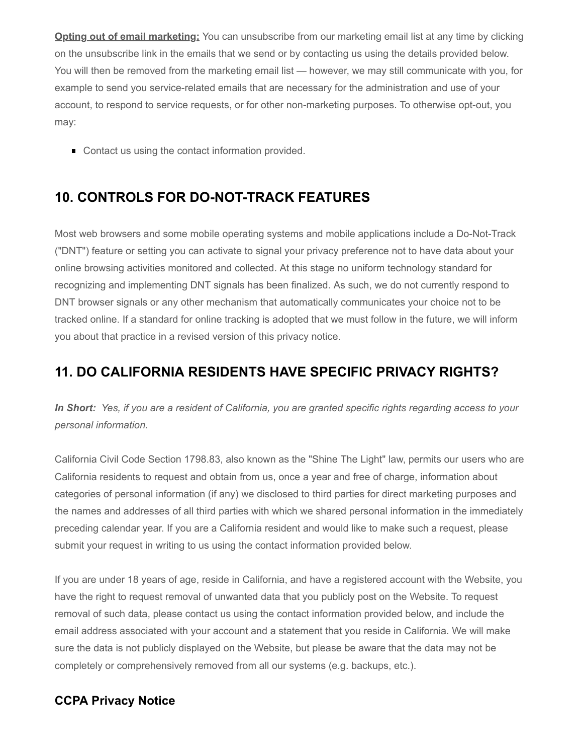**Opting out of email marketing:** You can unsubscribe from our marketing email list at any time by clicking on the unsubscribe link in the emails that we send or by contacting us using the details provided below. You will then be removed from the marketing email list — however, we may still communicate with you, for example to send you service-related emails that are necessary for the administration and use of your account, to respond to service requests, or for other non-marketing purposes. To otherwise opt-out, you may:

- Contact us using the contact information provided.

## 10. CONTROLS FOR DO-NOT-TRACK FEATURES

Most web browsers and some mobile operating systems and mobile applications include a Do-Not-Track ("DNT") feature or setting you can activate to signal your privacy preference not to have data about your online browsing activities monitored and collected. At this stage no uniform technology standard for recognizing and implementing DNT signals has been finalized. As such, we do not currently respond to DNT browser signals or any other mechanism that automatically communicates your choice not to be tracked online. If a standard for online tracking is adopted that we must follow in the future, we will inform you about that practice in a revised version of this privacy notice.

## 11. DO CALIFORNIA RESIDENTS HAVE SPECIFIC PRIVACY RIGHTS?

***In Short:*** *Yes, if you are a resident of California, you are granted specific rights regarding access to your personal information.*

California Civil Code Section 1798.83, also known as the "Shine The Light" law, permits our users who are California residents to request and obtain from us, once a year and free of charge, information about categories of personal information (if any) we disclosed to third parties for direct marketing purposes and the names and addresses of all third parties with which we shared personal information in the immediately preceding calendar year. If you are a California resident and would like to make such a request, please submit your request in writing to us using the contact information provided below.

If you are under 18 years of age, reside in California, and have a registered account with the Website, you have the right to request removal of unwanted data that you publicly post on the Website. To request removal of such data, please contact us using the contact information provided below, and include the email address associated with your account and a statement that you reside in California. We will make sure the data is not publicly displayed on the Website, but please be aware that the data may not be completely or comprehensively removed from all our systems (e.g. backups, etc.).

### CCPA Privacy Notice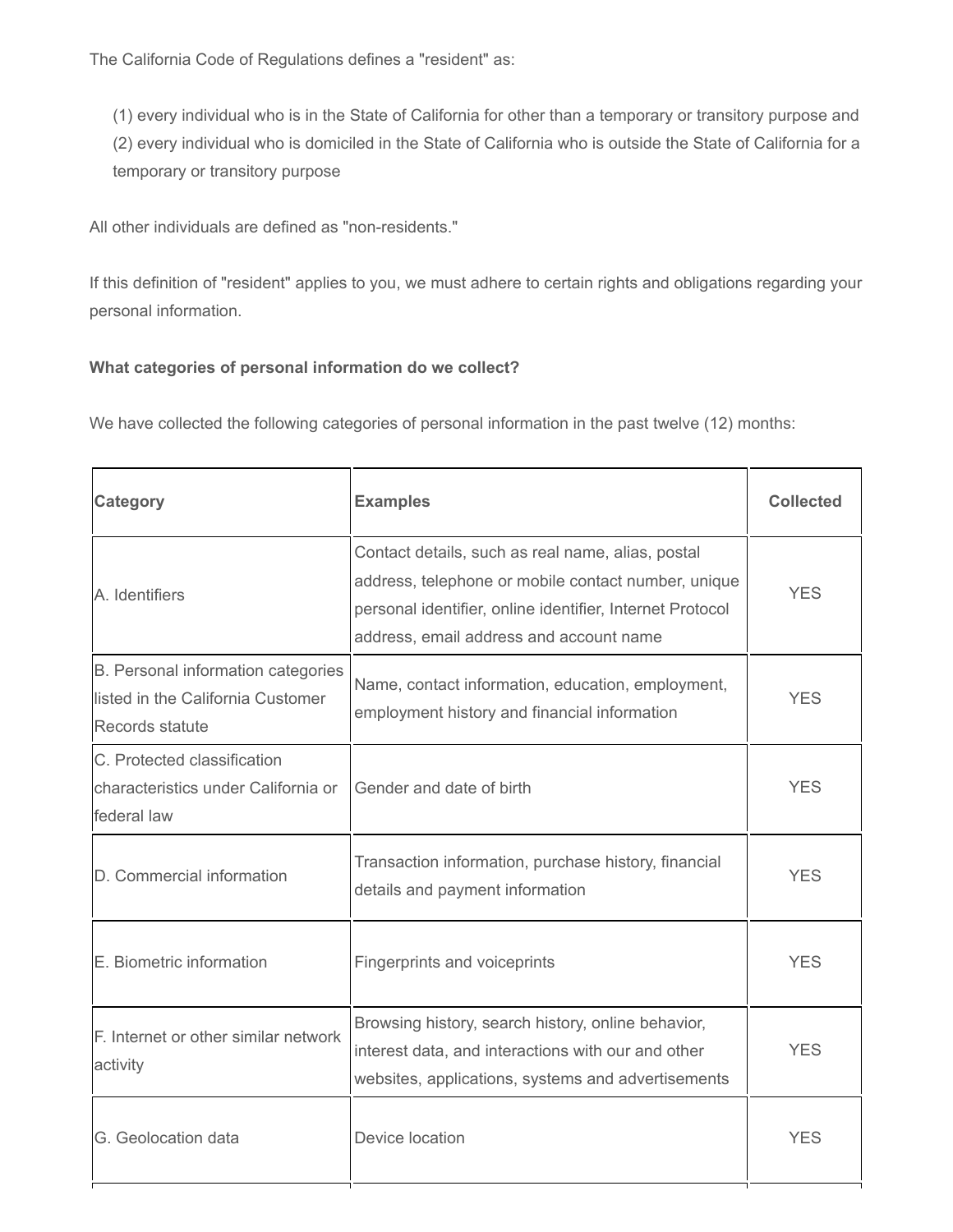The California Code of Regulations defines a "resident" as:

(1) every individual who is in the State of California for other than a temporary or transitory purpose and
(2) every individual who is domiciled in the State of California who is outside the State of California for a temporary or transitory purpose

All other individuals are defined as "non-residents."

If this definition of "resident" applies to you, we must adhere to certain rights and obligations regarding your personal information.

**What categories of personal information do we collect?**

We have collected the following categories of personal information in the past twelve (12) months:

| **Category** | **Examples** | **Collected** |
|---|---|---|
| A. Identifiers | Contact details, such as real name, alias, postal address, telephone or mobile contact number, unique personal identifier, online identifier, Internet Protocol address, email address and account name | YES |
| B. Personal information categories listed in the California Customer Records statute | Name, contact information, education, employment, employment history and financial information | YES |
| C. Protected classification characteristics under California or federal law | Gender and date of birth | YES |
| D. Commercial information | Transaction information, purchase history, financial details and payment information | YES |
| E. Biometric information | Fingerprints and voiceprints | YES |
| F. Internet or other similar network activity | Browsing history, search history, online behavior, interest data, and interactions with our and other websites, applications, systems and advertisements | YES |
| G. Geolocation data | Device location | YES |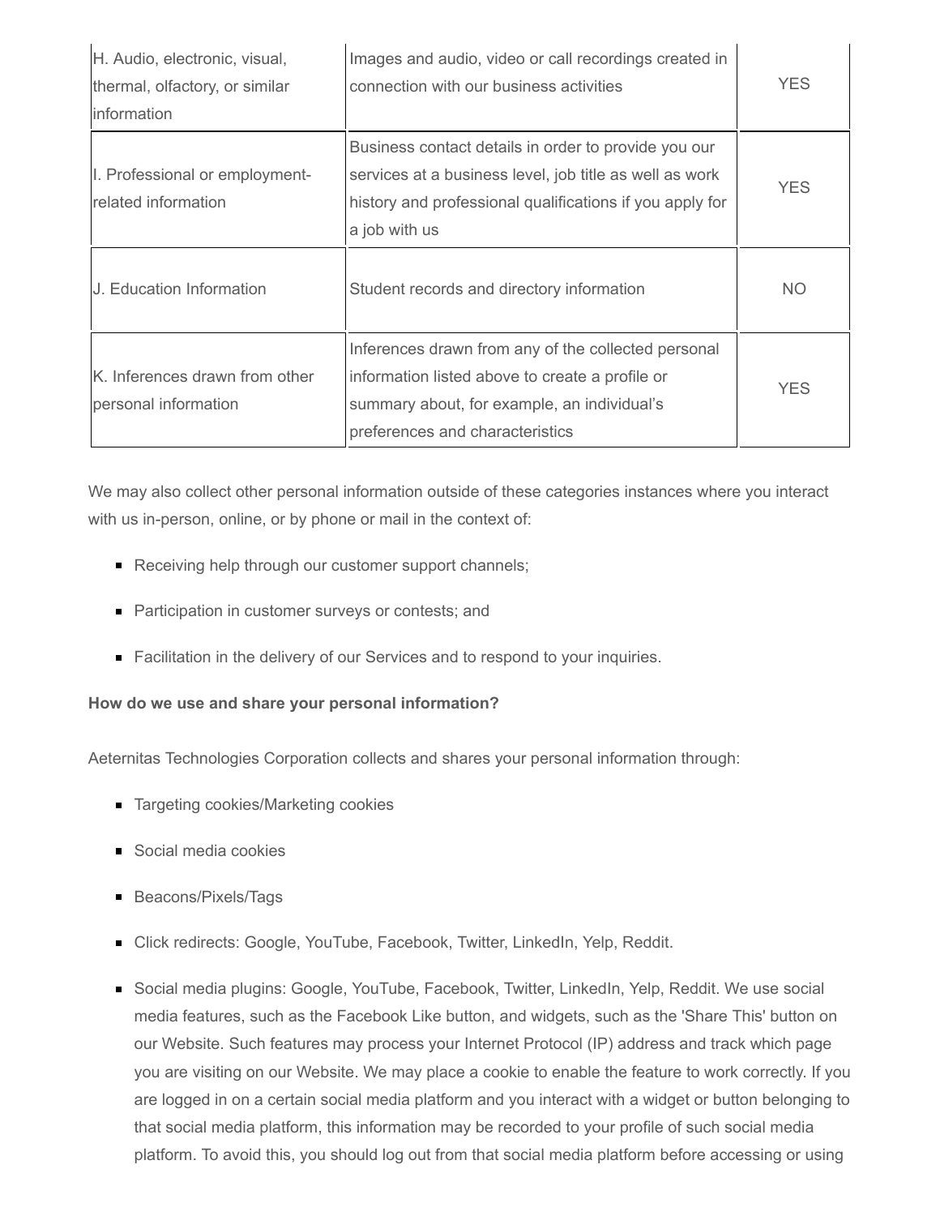| H. Audio, electronic, visual, thermal, olfactory, or similar information | Images and audio, video or call recordings created in connection with our business activities | YES |
|---|---|---|
| I. Professional or employment-related information | Business contact details in order to provide you our services at a business level, job title as well as work history and professional qualifications if you apply for a job with us | YES |
| J. Education Information | Student records and directory information | NO |
| K. Inferences drawn from other personal information | Inferences drawn from any of the collected personal information listed above to create a profile or summary about, for example, an individual's preferences and characteristics | YES |

We may also collect other personal information outside of these categories instances where you interact with us in-person, online, or by phone or mail in the context of:

- Receiving help through our customer support channels;
- Participation in customer surveys or contests; and
- Facilitation in the delivery of our Services and to respond to your inquiries.

**How do we use and share your personal information?**

Aeternitas Technologies Corporation collects and shares your personal information through:

- Targeting cookies/Marketing cookies
- Social media cookies
- Beacons/Pixels/Tags
- Click redirects: Google, YouTube, Facebook, Twitter, LinkedIn, Yelp, Reddit.
- Social media plugins: Google, YouTube, Facebook, Twitter, LinkedIn, Yelp, Reddit. We use social media features, such as the Facebook Like button, and widgets, such as the 'Share This' button on our Website. Such features may process your Internet Protocol (IP) address and track which page you are visiting on our Website. We may place a cookie to enable the feature to work correctly. If you are logged in on a certain social media platform and you interact with a widget or button belonging to that social media platform, this information may be recorded to your profile of such social media platform. To avoid this, you should log out from that social media platform before accessing or using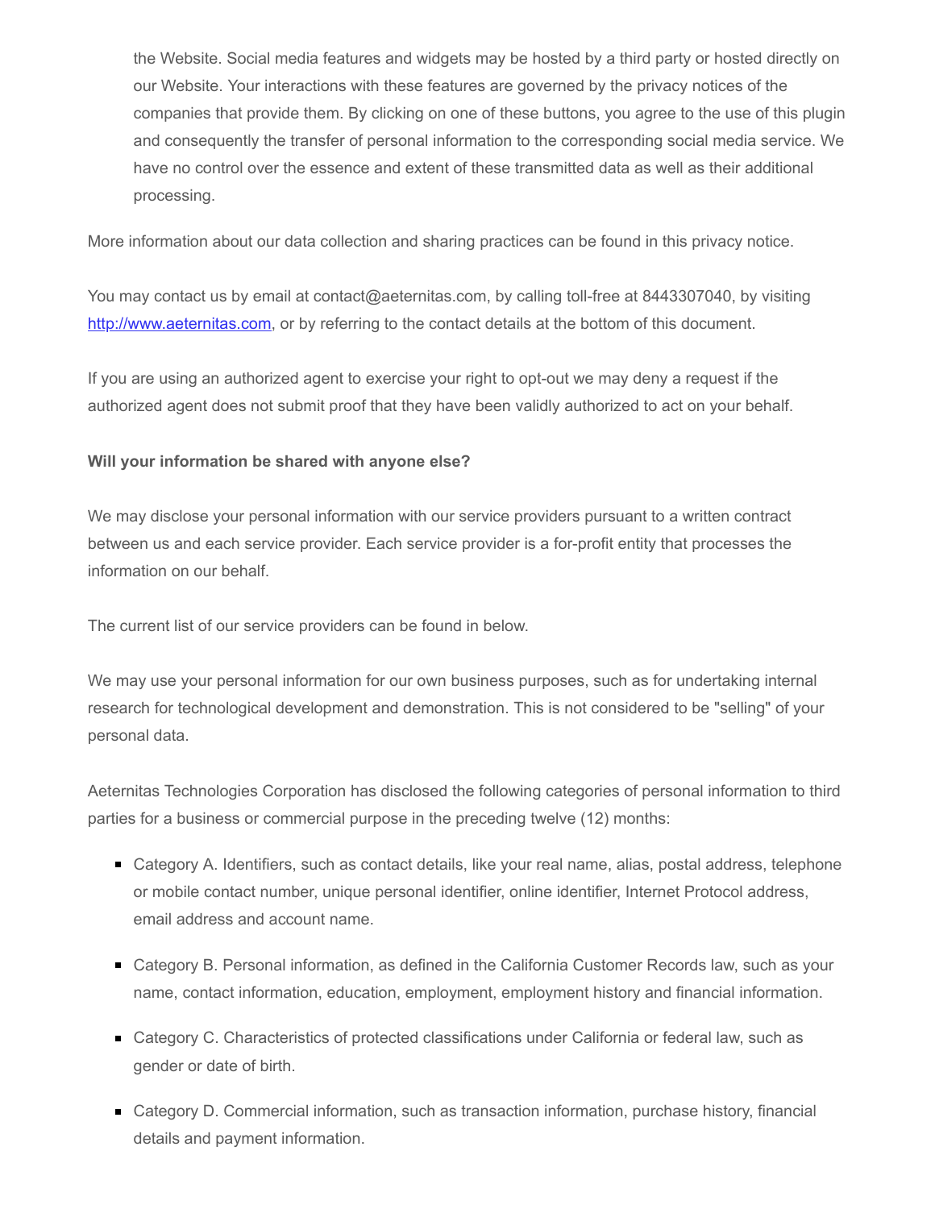the Website. Social media features and widgets may be hosted by a third party or hosted directly on our Website. Your interactions with these features are governed by the privacy notices of the companies that provide them. By clicking on one of these buttons, you agree to the use of this plugin and consequently the transfer of personal information to the corresponding social media service. We have no control over the essence and extent of these transmitted data as well as their additional processing.

More information about our data collection and sharing practices can be found in this privacy notice.

You may contact us by email at contact@aeternitas.com, by calling toll-free at 8443307040, by visiting [http://www.aeternitas.com](http://www.aeternitas.com), or by referring to the contact details at the bottom of this document.

If you are using an authorized agent to exercise your right to opt-out we may deny a request if the authorized agent does not submit proof that they have been validly authorized to act on your behalf.

**Will your information be shared with anyone else?**

We may disclose your personal information with our service providers pursuant to a written contract between us and each service provider. Each service provider is a for-profit entity that processes the information on our behalf.

The current list of our service providers can be found in below.

We may use your personal information for our own business purposes, such as for undertaking internal research for technological development and demonstration. This is not considered to be "selling" of your personal data.

Aeternitas Technologies Corporation has disclosed the following categories of personal information to third parties for a business or commercial purpose in the preceding twelve (12) months:

- Category A. Identifiers, such as contact details, like your real name, alias, postal address, telephone or mobile contact number, unique personal identifier, online identifier, Internet Protocol address, email address and account name.
- Category B. Personal information, as defined in the California Customer Records law, such as your name, contact information, education, employment, employment history and financial information.
- Category C. Characteristics of protected classifications under California or federal law, such as gender or date of birth.
- Category D. Commercial information, such as transaction information, purchase history, financial details and payment information.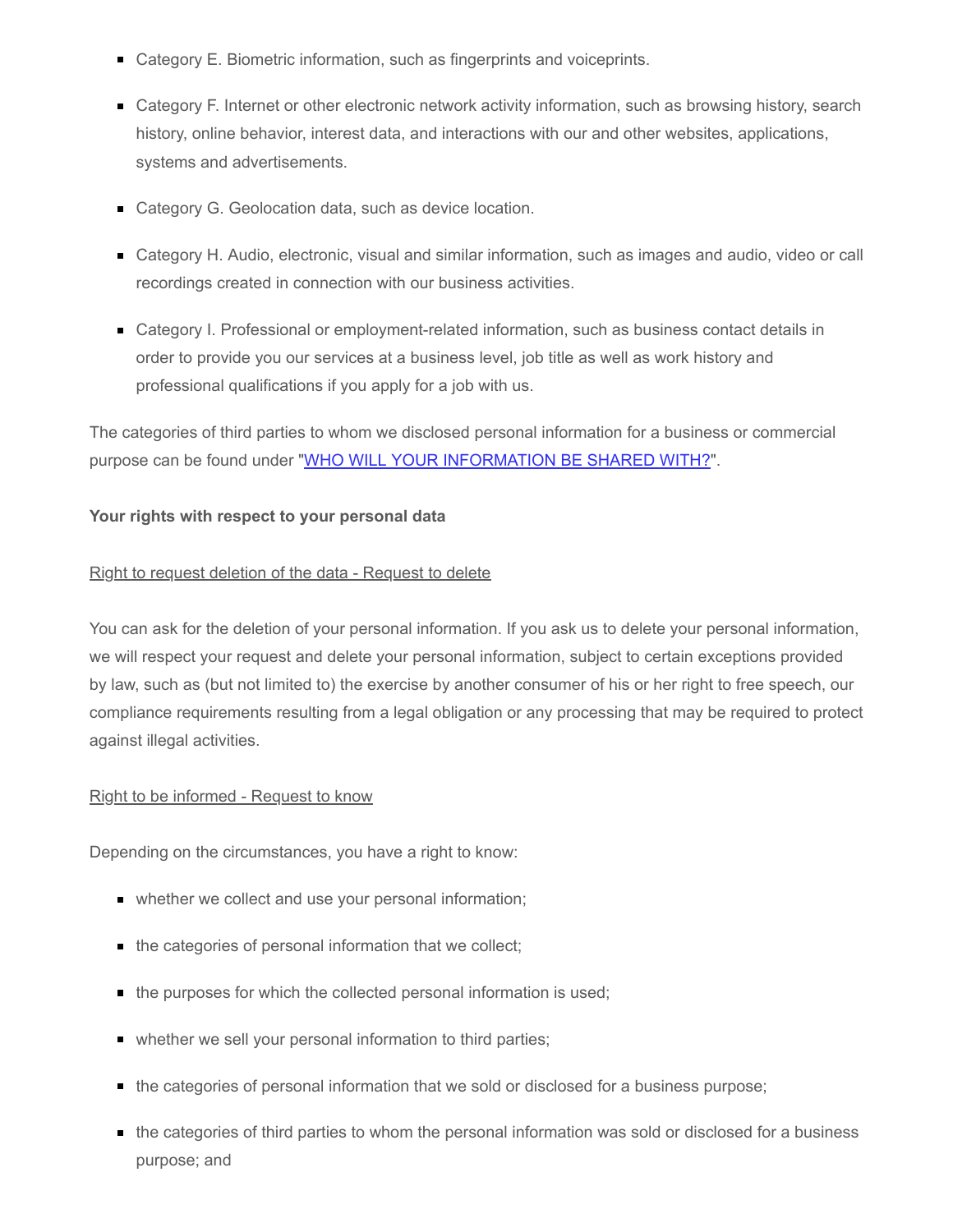- Category E. Biometric information, such as fingerprints and voiceprints.
- Category F. Internet or other electronic network activity information, such as browsing history, search history, online behavior, interest data, and interactions with our and other websites, applications, systems and advertisements.
- Category G. Geolocation data, such as device location.
- Category H. Audio, electronic, visual and similar information, such as images and audio, video or call recordings created in connection with our business activities.
- Category I. Professional or employment-related information, such as business contact details in order to provide you our services at a business level, job title as well as work history and professional qualifications if you apply for a job with us.

The categories of third parties to whom we disclosed personal information for a business or commercial purpose can be found under "[WHO WILL YOUR INFORMATION BE SHARED WITH?]".

**Your rights with respect to your personal data**

<u>Right to request deletion of the data - Request to delete</u>

You can ask for the deletion of your personal information. If you ask us to delete your personal information, we will respect your request and delete your personal information, subject to certain exceptions provided by law, such as (but not limited to) the exercise by another consumer of his or her right to free speech, our compliance requirements resulting from a legal obligation or any processing that may be required to protect against illegal activities.

<u>Right to be informed - Request to know</u>

Depending on the circumstances, you have a right to know:

- whether we collect and use your personal information;
- the categories of personal information that we collect;
- the purposes for which the collected personal information is used;
- whether we sell your personal information to third parties;
- the categories of personal information that we sold or disclosed for a business purpose;
- the categories of third parties to whom the personal information was sold or disclosed for a business purpose; and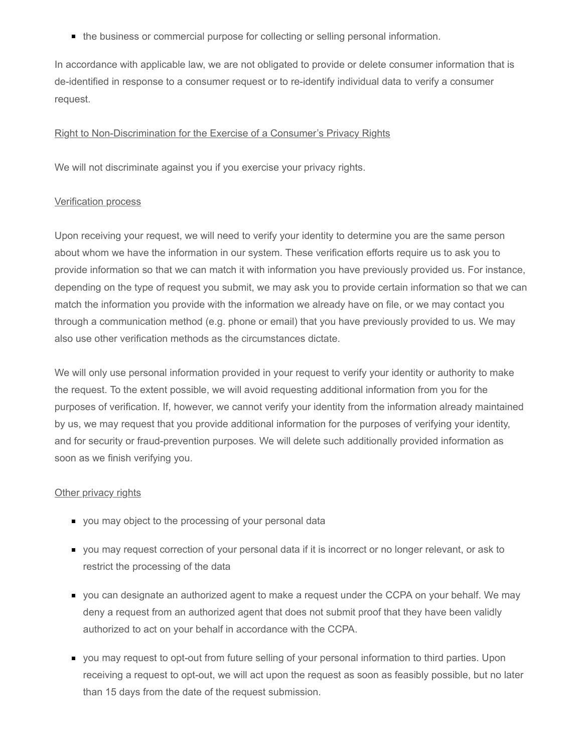- the business or commercial purpose for collecting or selling personal information.

In accordance with applicable law, we are not obligated to provide or delete consumer information that is de-identified in response to a consumer request or to re-identify individual data to verify a consumer request.

Right to Non-Discrimination for the Exercise of a Consumer's Privacy Rights

We will not discriminate against you if you exercise your privacy rights.

Verification process

Upon receiving your request, we will need to verify your identity to determine you are the same person about whom we have the information in our system. These verification efforts require us to ask you to provide information so that we can match it with information you have previously provided us. For instance, depending on the type of request you submit, we may ask you to provide certain information so that we can match the information you provide with the information we already have on file, or we may contact you through a communication method (e.g. phone or email) that you have previously provided to us. We may also use other verification methods as the circumstances dictate.

We will only use personal information provided in your request to verify your identity or authority to make the request. To the extent possible, we will avoid requesting additional information from you for the purposes of verification. If, however, we cannot verify your identity from the information already maintained by us, we may request that you provide additional information for the purposes of verifying your identity, and for security or fraud-prevention purposes. We will delete such additionally provided information as soon as we finish verifying you.

Other privacy rights

- you may object to the processing of your personal data
- you may request correction of your personal data if it is incorrect or no longer relevant, or ask to restrict the processing of the data
- you can designate an authorized agent to make a request under the CCPA on your behalf. We may deny a request from an authorized agent that does not submit proof that they have been validly authorized to act on your behalf in accordance with the CCPA.
- you may request to opt-out from future selling of your personal information to third parties. Upon receiving a request to opt-out, we will act upon the request as soon as feasibly possible, but no later than 15 days from the date of the request submission.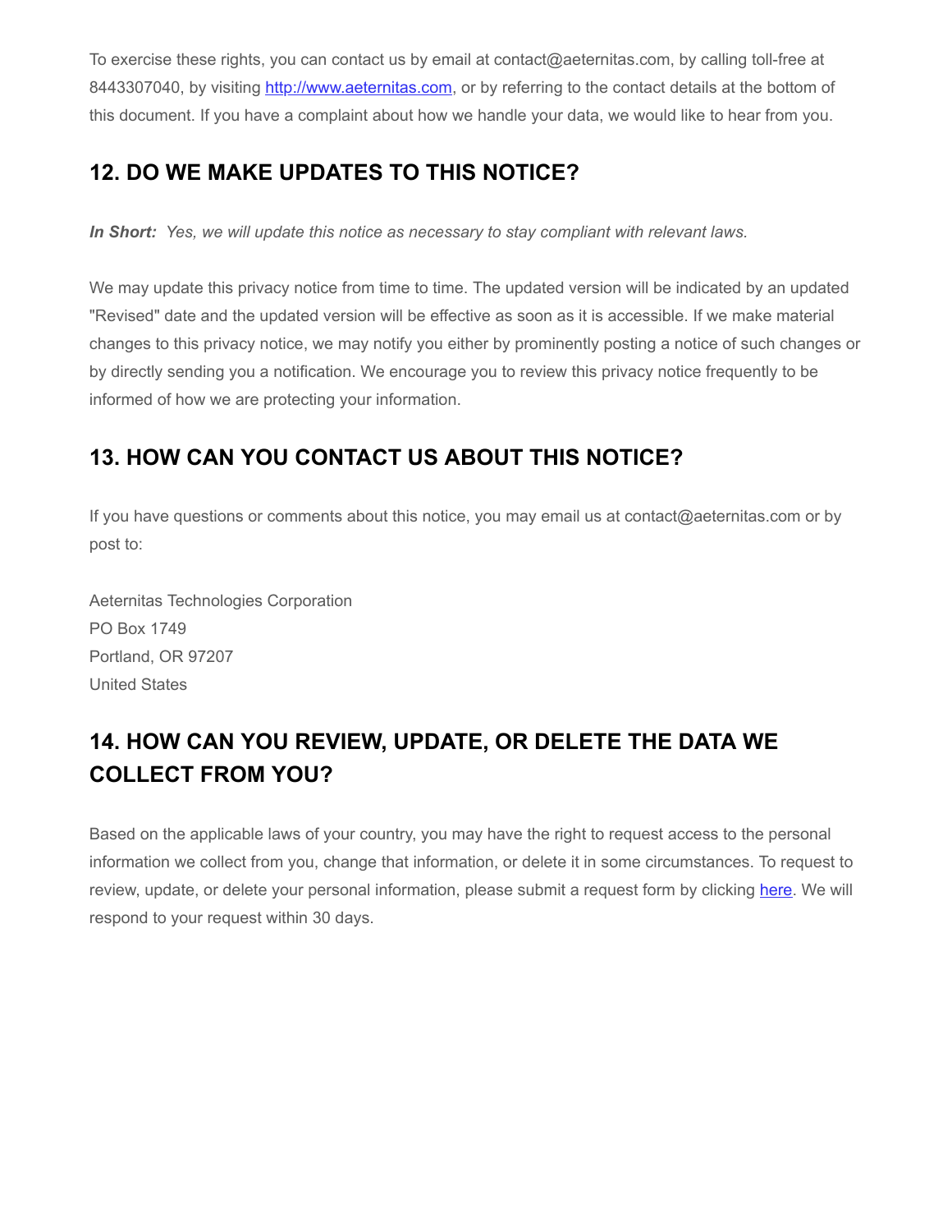To exercise these rights, you can contact us by email at contact@aeternitas.com, by calling toll-free at 8443307040, by visiting [http://www.aeternitas.com](http://www.aeternitas.com), or by referring to the contact details at the bottom of this document. If you have a complaint about how we handle your data, we would like to hear from you.

## 12. DO WE MAKE UPDATES TO THIS NOTICE?

***In Short:*** *Yes, we will update this notice as necessary to stay compliant with relevant laws.*

We may update this privacy notice from time to time. The updated version will be indicated by an updated "Revised" date and the updated version will be effective as soon as it is accessible. If we make material changes to this privacy notice, we may notify you either by prominently posting a notice of such changes or by directly sending you a notification. We encourage you to review this privacy notice frequently to be informed of how we are protecting your information.

## 13. HOW CAN YOU CONTACT US ABOUT THIS NOTICE?

If you have questions or comments about this notice, you may email us at contact@aeternitas.com or by post to:

Aeternitas Technologies Corporation
PO Box 1749
Portland, OR 97207
United States

## 14. HOW CAN YOU REVIEW, UPDATE, OR DELETE THE DATA WE COLLECT FROM YOU?

Based on the applicable laws of your country, you may have the right to request access to the personal information we collect from you, change that information, or delete it in some circumstances. To request to review, update, or delete your personal information, please submit a request form by clicking here. We will respond to your request within 30 days.